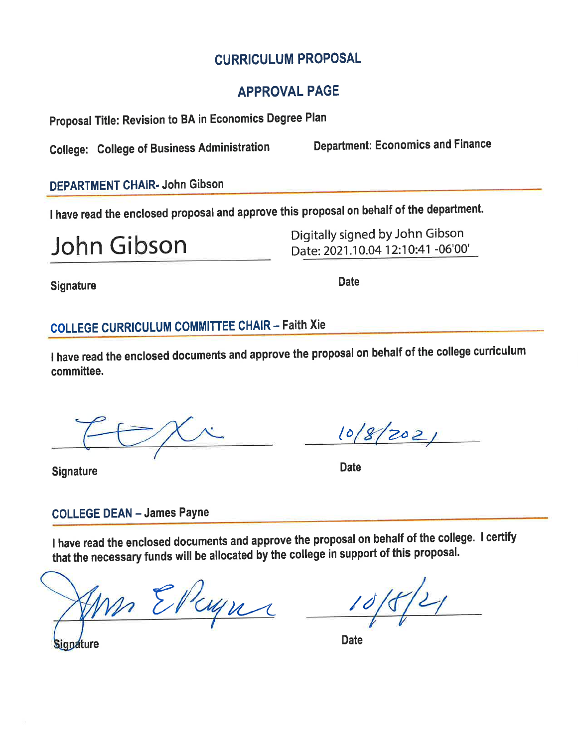# CURRICULUM PROPOSAL

## APPROVAL PAGE

**Proposal Title: Revision to BA in Economics Degree Plan**

**College: College of Business Administration** **Department: Economics and Finance**

**DEPARTMENT CHAIR- John Gibson**

I have read the enclosed proposal and approve this proposal on behalf of the department.

John Gibson — Digitally signed by John Gibson Date: 2021.10.04 12:10:41 -06'00'

Signature Date

**COLLEGE CURRICULUM COMMITTEE CHAIR – Faith Xie**

I have read the enclosed documents and approve the proposal on behalf of the college curriculum committee.

10/8/2021

Signature Date

**COLLEGE DEAN – James Payne**

I have read the enclosed documents and approve the proposal on behalf of the college. I certify that the necessary funds will be allocated by the college in support of this proposal.

10/8/21

Signature Date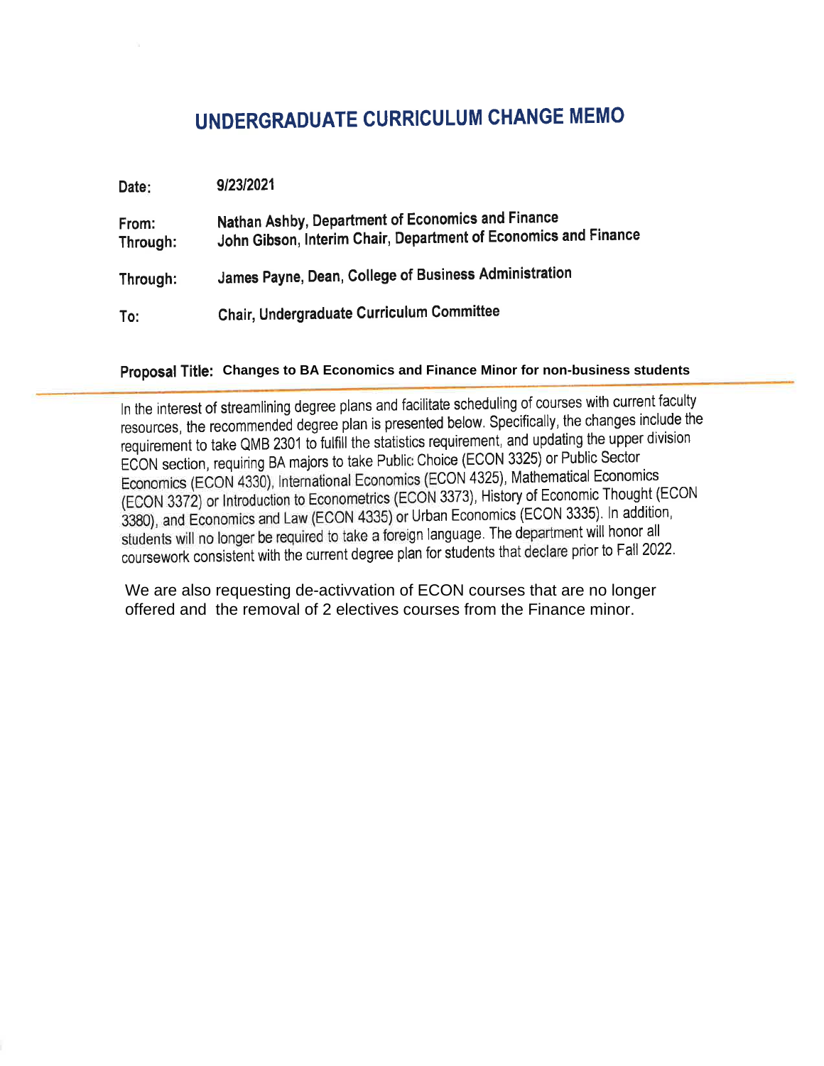# UNDERGRADUATE CURRICULUM CHANGE MEMO

**Date:** 9/23/2021

**From:** Nathan Ashby, Department of Economics and Finance

**Through:** John Gibson, Interim Chair, Department of Economics and Finance

**Through:** James Payne, Dean, College of Business Administration

**To:** Chair, Undergraduate Curriculum Committee

**Proposal Title:** **Changes to BA Economics and Finance Minor for non-business students**

---

In the interest of streamlining degree plans and facilitate scheduling of courses with current faculty resources, the recommended degree plan is presented below. Specifically, the changes include the requirement to take QMB 2301 to fulfill the statistics requirement, and updating the upper division ECON section, requiring BA majors to take Public Choice (ECON 3325) or Public Sector Economics (ECON 4330), International Economics (ECON 4325), Mathematical Economics (ECON 3372) or Introduction to Econometrics (ECON 3373), History of Economic Thought (ECON 3380), and Economics and Law (ECON 4335) or Urban Economics (ECON 3335). In addition, students will no longer be required to take a foreign language. The department will honor all coursework consistent with the current degree plan for students that declare prior to Fall 2022.

We are also requesting de-activvation of ECON courses that are no longer offered and the removal of 2 electives courses from the Finance minor.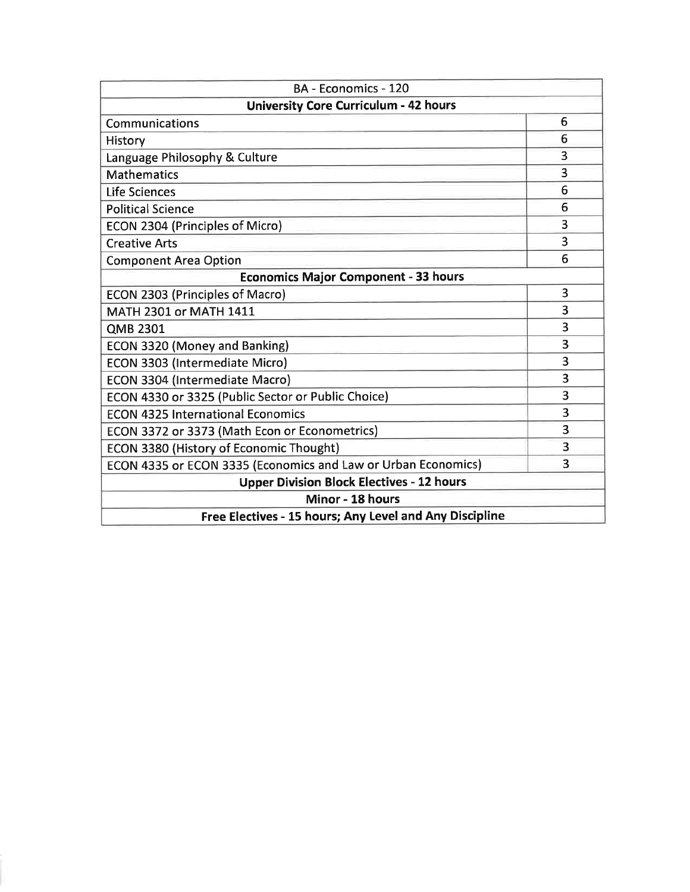| BA - Economics - 120 | |
|---|---|
| **University Core Curriculum - 42 hours** | |
| Communications | 6 |
| History | 6 |
| Language Philosophy & Culture | 3 |
| Mathematics | 3 |
| Life Sciences | 6 |
| Political Science | 6 |
| ECON 2304 (Principles of Micro) | 3 |
| Creative Arts | 3 |
| Component Area Option | 6 |
| **Economics Major Component - 33 hours** | |
| ECON 2303 (Principles of Macro) | 3 |
| MATH 2301 or MATH 1411 | 3 |
| QMB 2301 | 3 |
| ECON 3320 (Money and Banking) | 3 |
| ECON 3303 (Intermediate Micro) | 3 |
| ECON 3304 (Intermediate Macro) | 3 |
| ECON 4330 or 3325 (Public Sector or Public Choice) | 3 |
| ECON 4325 International Economics | 3 |
| ECON 3372 or 3373 (Math Econ or Econometrics) | 3 |
| ECON 3380 (History of Economic Thought) | 3 |
| ECON 4335 or ECON 3335 (Economics and Law or Urban Economics) | 3 |
| **Upper Division Block Electives - 12 hours** | |
| **Minor - 18 hours** | |
| **Free Electives - 15 hours; Any Level and Any Discipline** | |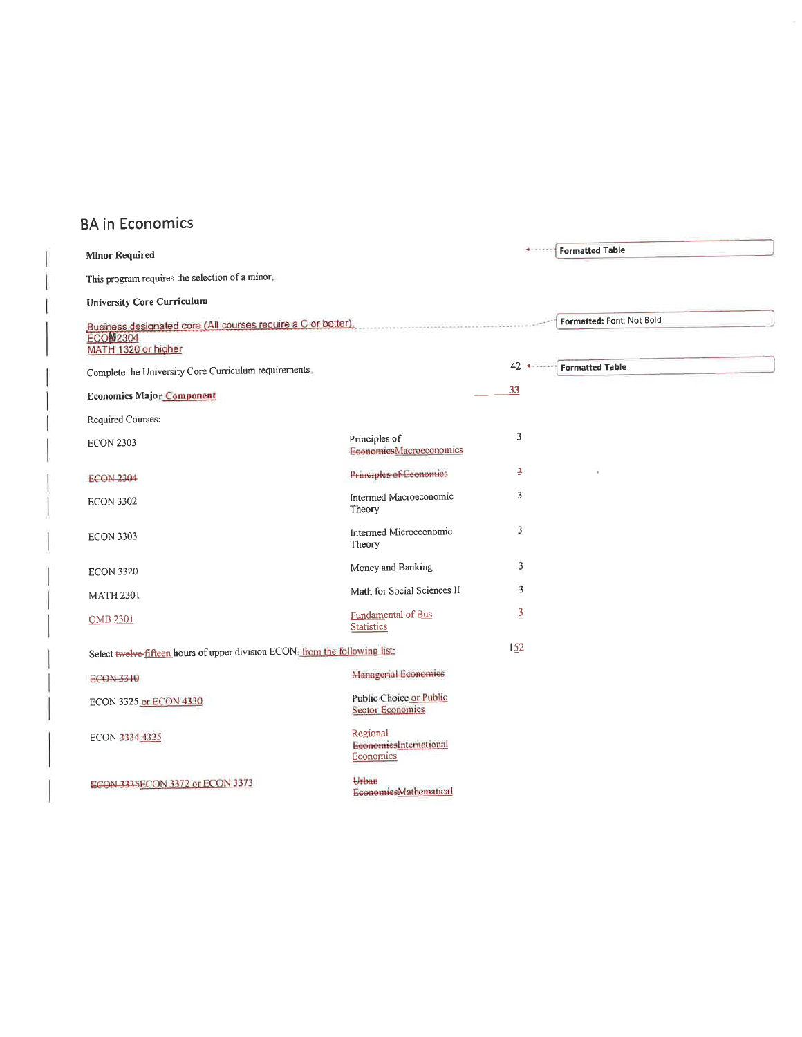## BA in Economics

**Minor Required**

This program requires the selection of a minor.

**University Core Curriculum**

Business designated core (All courses require a C or better).
ECON 2304
MATH 1320 or higher

| | | |
|---|---|---|
| Complete the University Core Curriculum requirements. | | 42 |
| **Economics Major Component** | | 33 |
| Required Courses: | | |
| ECON 2303 | Principles of ~~Economics~~Macroeconomics | 3 |
| ~~ECON 2304~~ | ~~Principles of Economics~~ | ~~3~~ |
| ECON 3302 | Intermed Macroeconomic Theory | 3 |
| ECON 3303 | Intermed Microeconomic Theory | 3 |
| ECON 3320 | Money and Banking | 3 |
| MATH 2301 | Math for Social Sciences II | 3 |
| QMB 2301 | Fundamental of Bus Statistics | 3 |
| Select ~~twelve~~ fifteen hours of upper division ECON: from the following list: | | 15~~2~~ |
| ~~ECON 3310~~ | ~~Managerial Economics~~ | |
| ECON 3325 or ECON 4330 | Public Choice or Public Sector Economics | |
| ECON ~~3334~~ 4325 | ~~Regional Economics~~International Economics | |
| ~~ECON 3335~~ECON 3372 or ECON 3373 | ~~Urban Economics~~Mathematical | |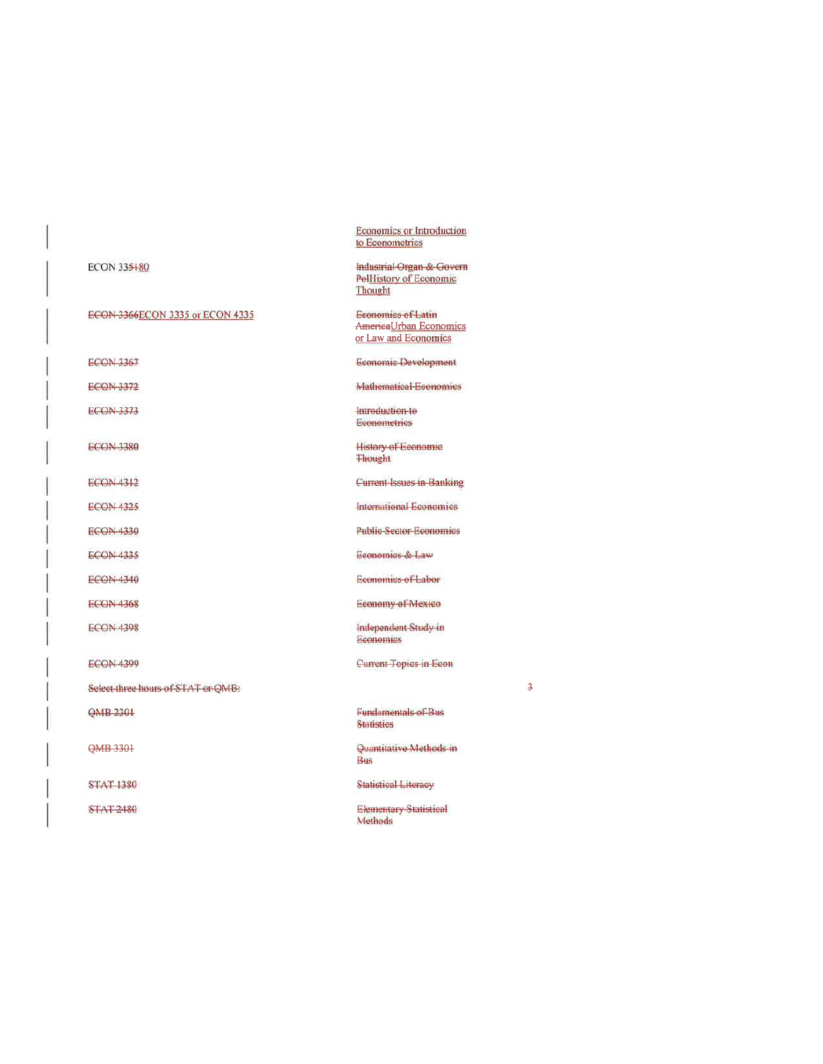| | | |
|---|---|---|
| | Economics or Introduction to Econometrics | |
| ECON 335180 | Industrial Organ & Govern PolHistory of Economic Thought | |
| ECON 3366ECON 3335 or ECON 4335 | Economics of Latin AmericaUrban Economics or Law and Economics | |
| ECON 3367 | Economic Development | |
| ECON 3372 | Mathematical Economics | |
| ECON 3373 | Introduction to Econometrics | |
| ECON 3380 | History of Economic Thought | |
| ECON 4312 | Current Issues in Banking | |
| ECON 4325 | International Economics | |
| ECON 4330 | Public Sector Economics | |
| ECON 4335 | Economics & Law | |
| ECON 4340 | Economics of Labor | |
| ECON 4368 | Economy of Mexico | |
| ECON 4398 | Independent Study in Economics | |
| ECON 4399 | Current Topics in Econ | |
| Select three hours of STAT or QMB: | | 3 |
| QMB 2301 | Fundamentals of Bus Statistics | |
| QMB 3301 | Quantitative Methods in Bus | |
| STAT 1380 | Statistical Literacy | |
| STAT 2480 | Elementary Statistical Methods | |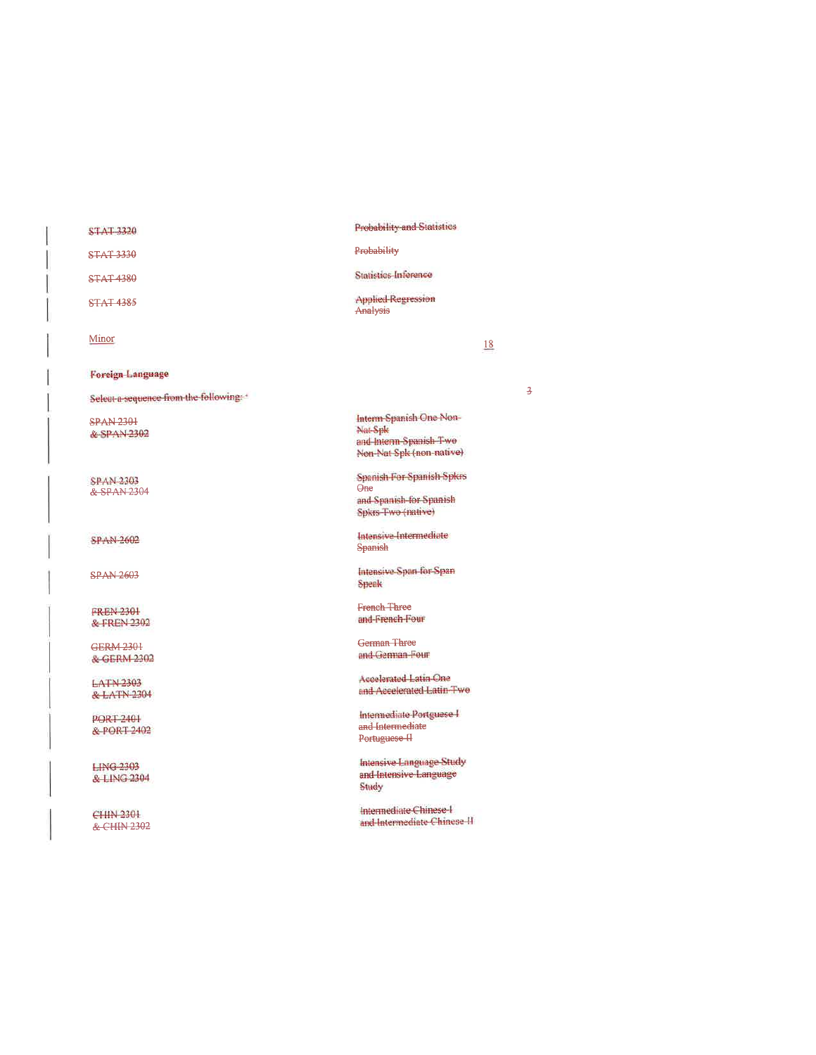| | | |
|---|---|---|
| ~~STAT 3320~~ | ~~Probability and Statistics~~ | |
| ~~STAT 3330~~ | ~~Probability~~ | |
| ~~STAT 4380~~ | ~~Statistics Inference~~ | |
| ~~STAT 4385~~ | ~~Applied Regression Analysis~~ | |
| <u>Minor</u> | | <u>18</u> |
| ~~**Foreign Language**~~ | | |
| ~~Select a sequence from the following:~~ | | ~~3~~ |
| ~~SPAN 2301 & SPAN 2302~~ | ~~Interm Spanish One Non-Nat Spk and Interm Spanish Two Non-Nat Spk (non-native)~~ | |
| ~~SPAN 2303 & SPAN 2304~~ | ~~Spanish For Spanish Spkrs One and Spanish for Spanish Spkrs Two (native)~~ | |
| ~~SPAN 2602~~ | ~~Intensive Intermediate Spanish~~ | |
| ~~SPAN 2603~~ | ~~Intensive Span for Span Speak~~ | |
| ~~FREN 2301 & FREN 2302~~ | ~~French Three and French Four~~ | |
| ~~GERM 2301 & GERM 2302~~ | ~~German Three and German Four~~ | |
| ~~LATN 2303 & LATN 2304~~ | ~~Accelerated Latin One and Accelerated Latin Two~~ | |
| ~~PORT 2401 & PORT 2402~~ | ~~Intermediate Portguese I and Intermediate Portuguese II~~ | |
| ~~LING 2303 & LING 2304~~ | ~~Intensive Language Study and Intensive Language Study~~ | |
| ~~CHIN 2301 & CHIN 2302~~ | ~~Intermediate Chinese I and Intermediate Chinese II~~ | |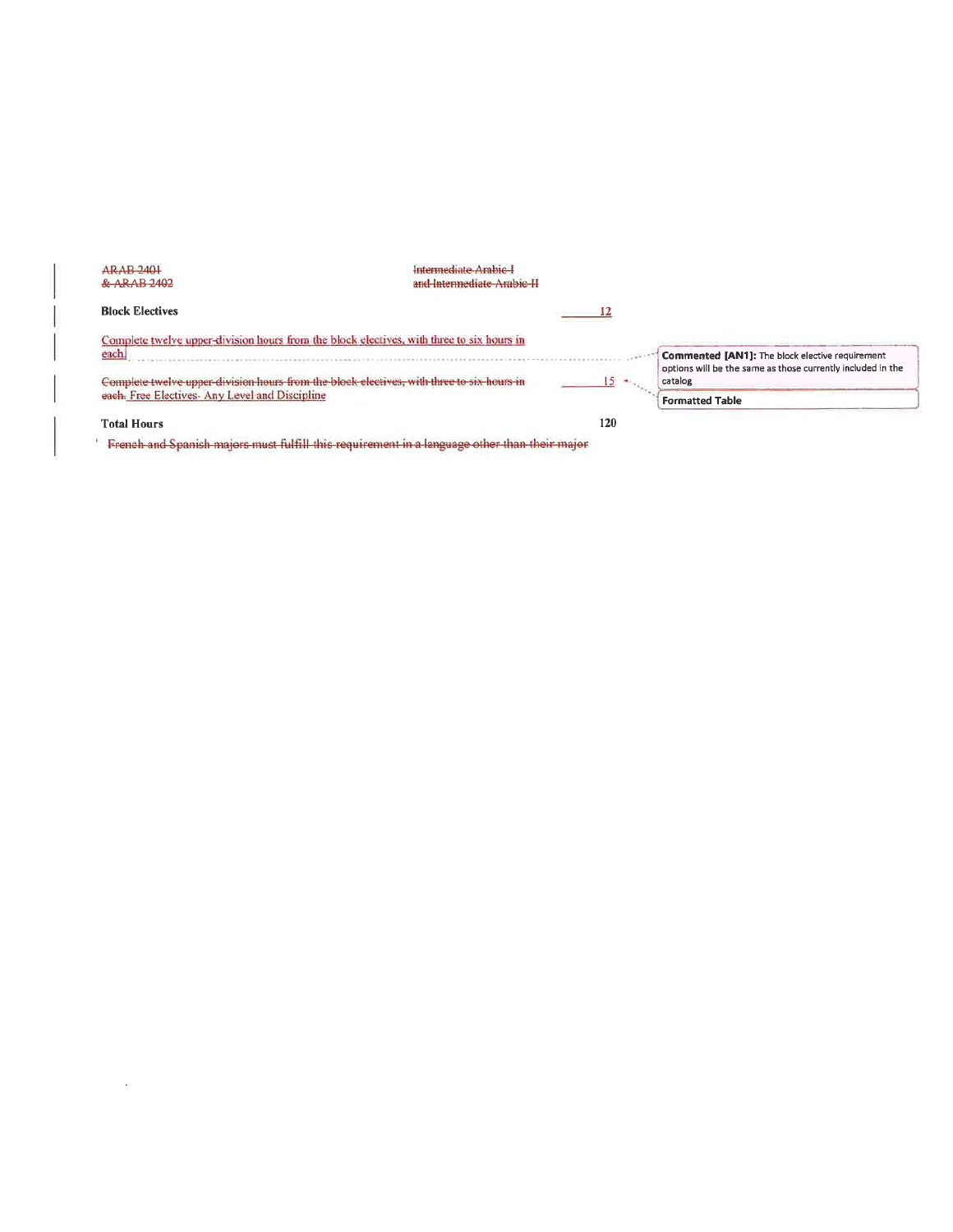| | | |
|---|---|---|
| ~~ARAB 2401~~ ~~& ARAB 2402~~ | ~~Intermediate Arabic I~~ ~~and Intermediate Arabic II~~ | |
| **Block Electives** | | 12 |
| Complete twelve upper-division hours from the block electives, with three to six hours in each. | | |
| ~~Complete twelve upper-division hours from the block electives, with three to six hours in each.~~ Free Electives- Any Level and Discipline | | 15 |
| **Total Hours** | | 120 |

~~French and Spanish majors must fulfill this requirement in a language other than their major~~

**Commented [AN1]:** The block elective requirement options will be the same as those currently included in the catalog

**Formatted Table**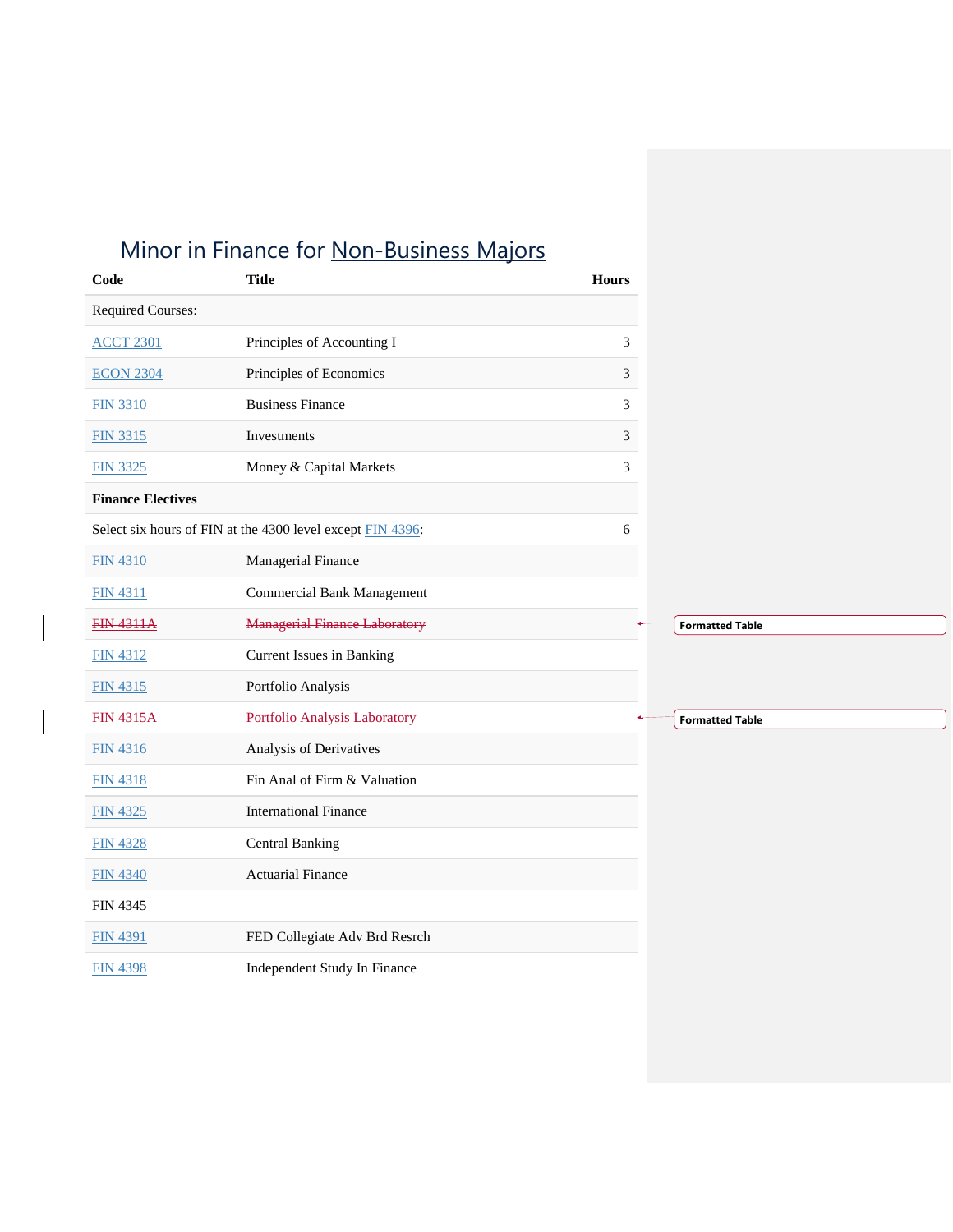# Minor in Finance for Non-Business Majors

| Code | Title | Hours |
|---|---|---|
| Required Courses: | | |
| ACCT 2301 | Principles of Accounting I | 3 |
| ECON 2304 | Principles of Economics | 3 |
| FIN 3310 | Business Finance | 3 |
| FIN 3315 | Investments | 3 |
| FIN 3325 | Money & Capital Markets | 3 |
| **Finance Electives** | | |
| Select six hours of FIN at the 4300 level except FIN 4396: | | 6 |
| FIN 4310 | Managerial Finance | |
| FIN 4311 | Commercial Bank Management | |
| ~~FIN 4311A~~ | ~~Managerial Finance Laboratory~~ | |
| FIN 4312 | Current Issues in Banking | |
| FIN 4315 | Portfolio Analysis | |
| ~~FIN 4315A~~ | ~~Portfolio Analysis Laboratory~~ | |
| FIN 4316 | Analysis of Derivatives | |
| FIN 4318 | Fin Anal of Firm & Valuation | |
| FIN 4325 | International Finance | |
| FIN 4328 | Central Banking | |
| FIN 4340 | Actuarial Finance | |
| FIN 4345 | | |
| FIN 4391 | FED Collegiate Adv Brd Resrch | |
| FIN 4398 | Independent Study In Finance | |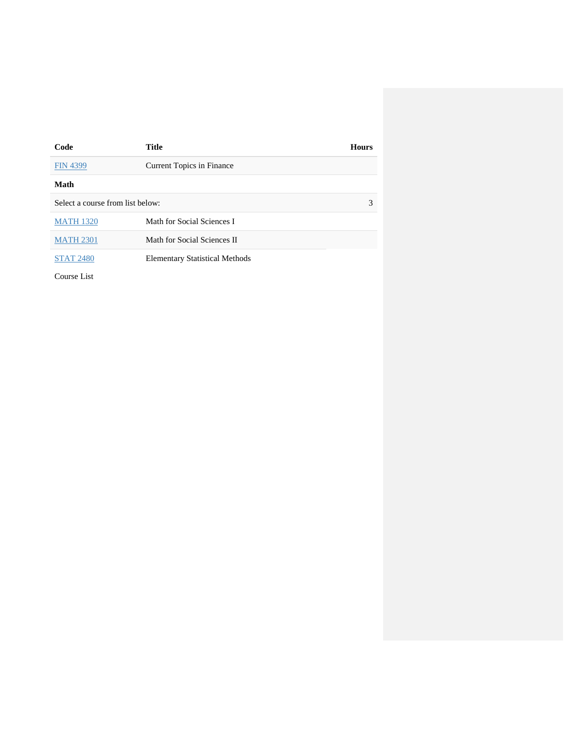| Code | Title | Hours |
|---|---|---|
| FIN 4399 | Current Topics in Finance | |
| **Math** | | |
| Select a course from list below: | | 3 |
| MATH 1320 | Math for Social Sciences I | |
| MATH 2301 | Math for Social Sciences II | |
| STAT 2480 | Elementary Statistical Methods | |

Course List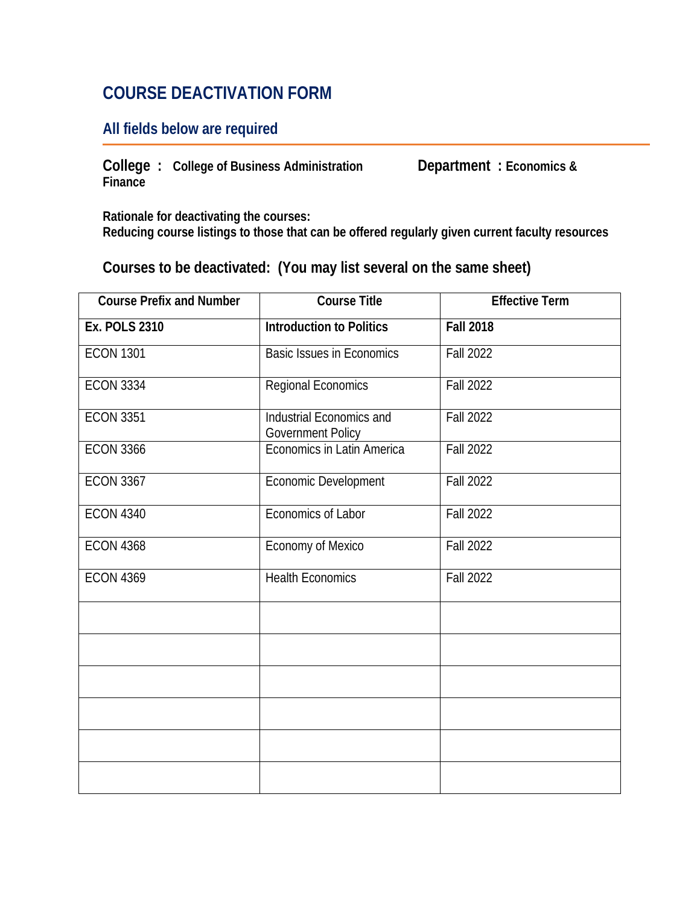# COURSE DEACTIVATION FORM

## All fields below are required

**College :** **College of Business Administration** **Department :** **Economics & Finance**

**Rationale for deactivating the courses:**
**Reducing course listings to those that can be offered regularly given current faculty resources**

### Courses to be deactivated: (You may list several on the same sheet)

| Course Prefix and Number | Course Title | Effective Term |
|---|---|---|
| **Ex. POLS 2310** | **Introduction to Politics** | **Fall 2018** |
| ECON 1301 | Basic Issues in Economics | Fall 2022 |
| ECON 3334 | Regional Economics | Fall 2022 |
| ECON 3351 | Industrial Economics and Government Policy | Fall 2022 |
| ECON 3366 | Economics in Latin America | Fall 2022 |
| ECON 3367 | Economic Development | Fall 2022 |
| ECON 4340 | Economics of Labor | Fall 2022 |
| ECON 4368 | Economy of Mexico | Fall 2022 |
| ECON 4369 | Health Economics | Fall 2022 |
| | | |
| | | |
| | | |
| | | |
| | | |
| | | |